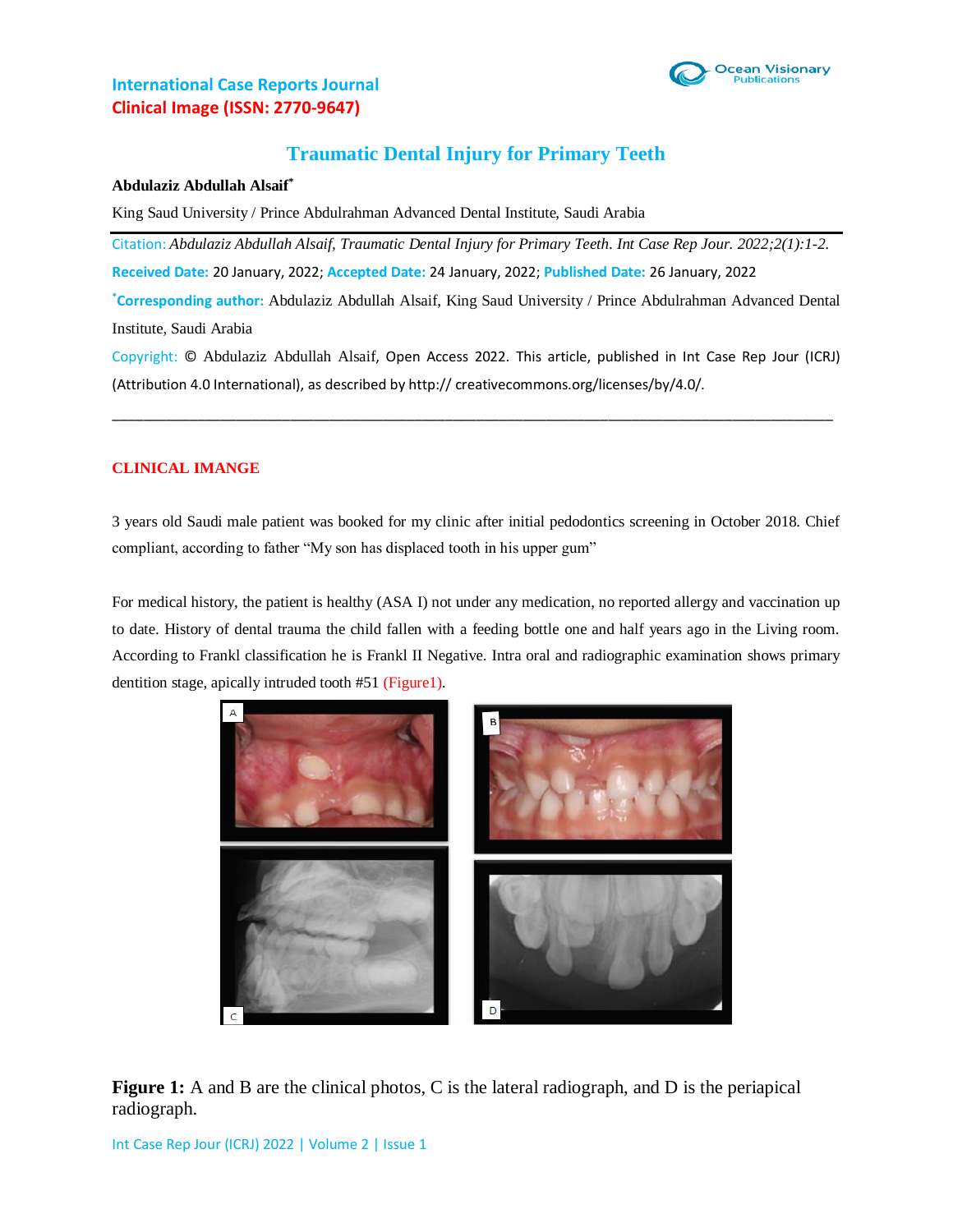International Case Reports Journal
Clinical Image (ISSN: 2770-9647)

# Traumatic Dental Injury for Primary Teeth

**Abdulaziz Abdullah Alsaif***

King Saud University / Prince Abdulrahman Advanced Dental Institute, Saudi Arabia

Citation: *Abdulaziz Abdullah Alsaif, Traumatic Dental Injury for Primary Teeth. Int Case Rep Jour. 2022;2(1):1-2.*

Received Date: 20 January, 2022; Accepted Date: 24 January, 2022; Published Date: 26 January, 2022

*Corresponding author: Abdulaziz Abdullah Alsaif, King Saud University / Prince Abdulrahman Advanced Dental Institute, Saudi Arabia

Copyright: © Abdulaziz Abdullah Alsaif, Open Access 2022. This article, published in Int Case Rep Jour (ICRJ) (Attribution 4.0 International), as described by http:// creativecommons.org/licenses/by/4.0/.

---

## CLINICAL IMANGE

3 years old Saudi male patient was booked for my clinic after initial pedodontics screening in October 2018. Chief compliant, according to father "My son has displaced tooth in his upper gum"

For medical history, the patient is healthy (ASA I) not under any medication, no reported allergy and vaccination up to date. History of dental trauma the child fallen with a feeding bottle one and half years ago in the Living room. According to Frankl classification he is Frankl II Negative. Intra oral and radiographic examination shows primary dentition stage, apically intruded tooth #51 (Figure1).

**Figure 1:** A and B are the clinical photos, C is the lateral radiograph, and D is the periapical radiograph.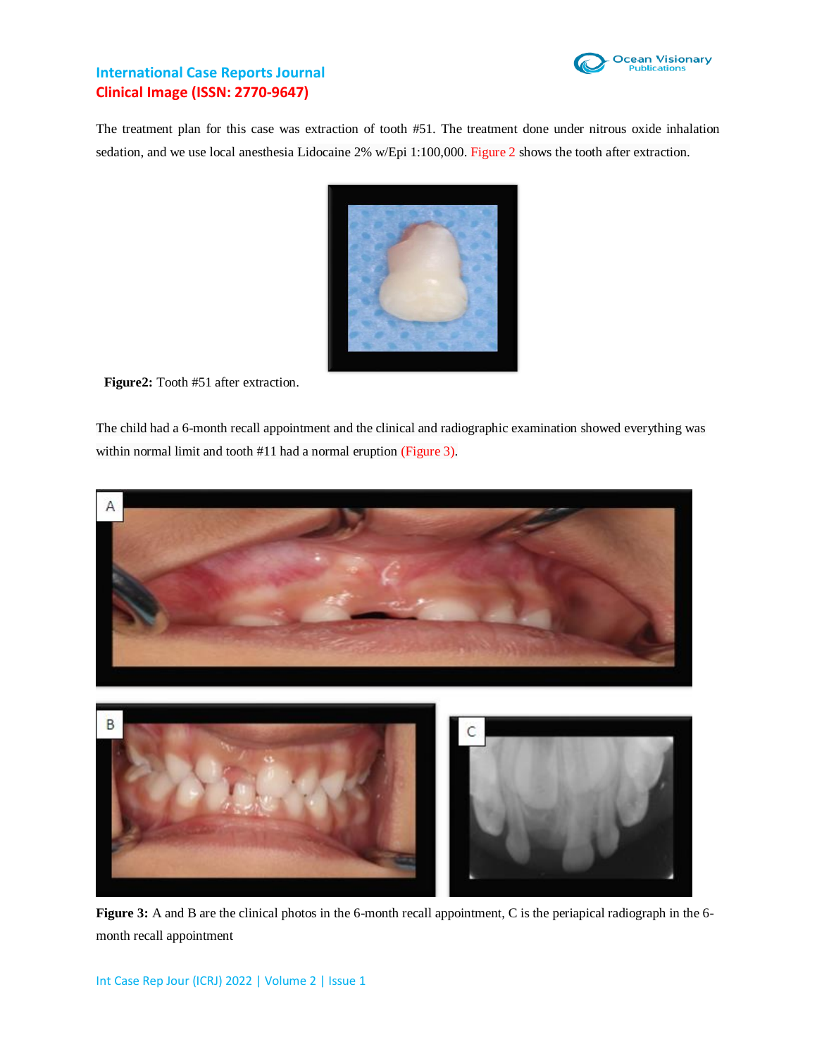The treatment plan for this case was extraction of tooth #51. The treatment done under nitrous oxide inhalation sedation, and we use local anesthesia Lidocaine 2% w/Epi 1:100,000. Figure 2 shows the tooth after extraction.

**Figure2:** Tooth #51 after extraction.

The child had a 6-month recall appointment and the clinical and radiographic examination showed everything was within normal limit and tooth #11 had a normal eruption (Figure 3).

**Figure 3:** A and B are the clinical photos in the 6-month recall appointment, C is the periapical radiograph in the 6-month recall appointment